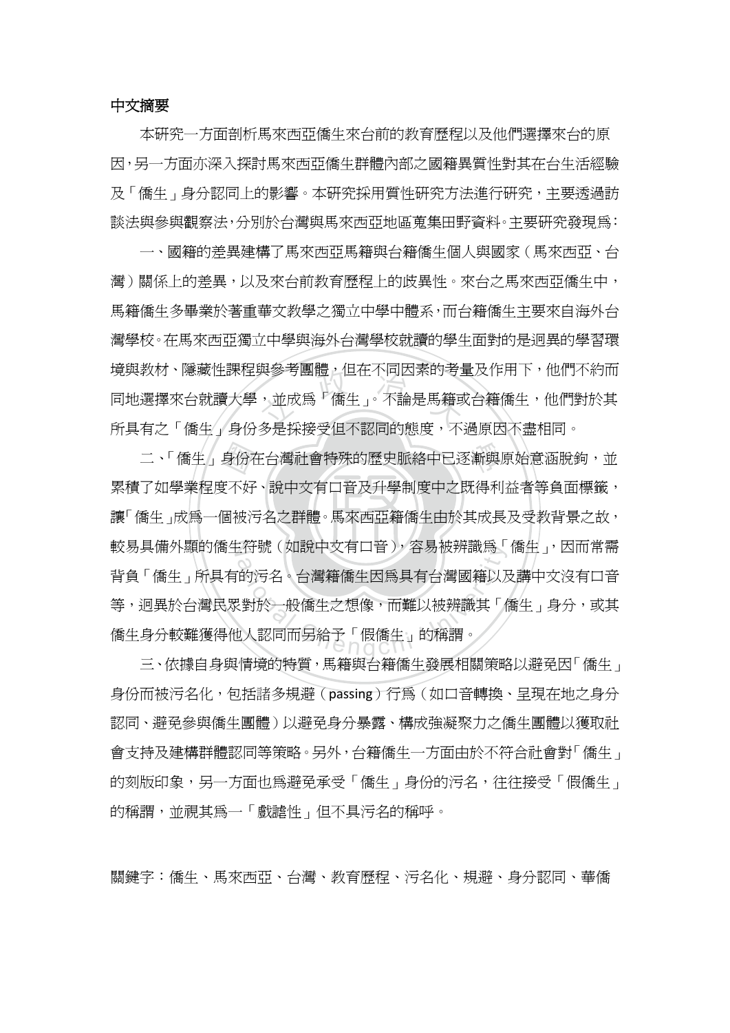## 中文摘要

本研究一方面剖析馬來西亞僑生來台前的教育歷程以及他們選擇來台的原因，另一方面亦深入探討馬來西亞僑生群體內部之國籍異質性對其在台生活經驗及「僑生」身分認同上的影響。本研究採用質性研究方法進行研究，主要透過訪談法與參與觀察法，分別於台灣與馬來西亞地區蒐集田野資料。主要研究發現為：

一、國籍的差異建構了馬來西亞馬籍與台籍僑生個人與國家（馬來西亞、台灣）關係上的差異，以及來台前教育歷程上的歧異性。來台之馬來西亞僑生中，馬籍僑生多畢業於著重華文教學之獨立中學體系，而台籍僑生主要來自海外台灣學校。在馬來西亞獨立中學與海外台灣學校就讀的學生面對的是迥異的學習環境與教材、隱藏性課程與參考團體，但在不同因素的考量及作用下，他們不約而同地選擇來台就讀大學，並成為「僑生」。不論是馬籍或台籍僑生，他們對於其所具有之「僑生」身份多是採接受但不認同的態度，不過原因不盡相同。

二、「僑生」身份在台灣社會特殊的歷史脈絡中已逐漸與原始意涵脫鉤，並累積了如學業程度不好、說中文有口音及升學制度中之既得利益者等負面標籤，讓「僑生」成為一個被污名之群體。馬來西亞籍僑生由於其成長及受教背景之故，較易具備外顯的僑生符號（如說中文有口音），容易被辨識為「僑生」，因而常需背負「僑生」所具有的污名。台灣籍僑生因為具有台灣國籍以及講中文沒有口音等，迥異於台灣民眾對於一般僑生之想像，而難以被辨識其「僑生」身分，或其僑生身分較難獲得他人認同而另給予「假僑生」的稱謂。

三、依據自身與情境的特質，馬籍與台籍僑生發展相關策略以避免因「僑生」身份而被污名化，包括諸多規避（passing）行為（如口音轉換、呈現在地之身分認同、避免參與僑生團體）以避免身分暴露、構成強凝聚力之僑生團體以獲取社會支持及建構群體認同等策略。另外，台籍僑生一方面由於不符合社會對「僑生」的刻版印象，另一方面也為避免承受「僑生」身份的污名，往往接受「假僑生」的稱謂，並視其為一「戲謔性」但不具污名的稱呼。

關鍵字：僑生、馬來西亞、台灣、教育歷程、污名化、規避、身分認同、華僑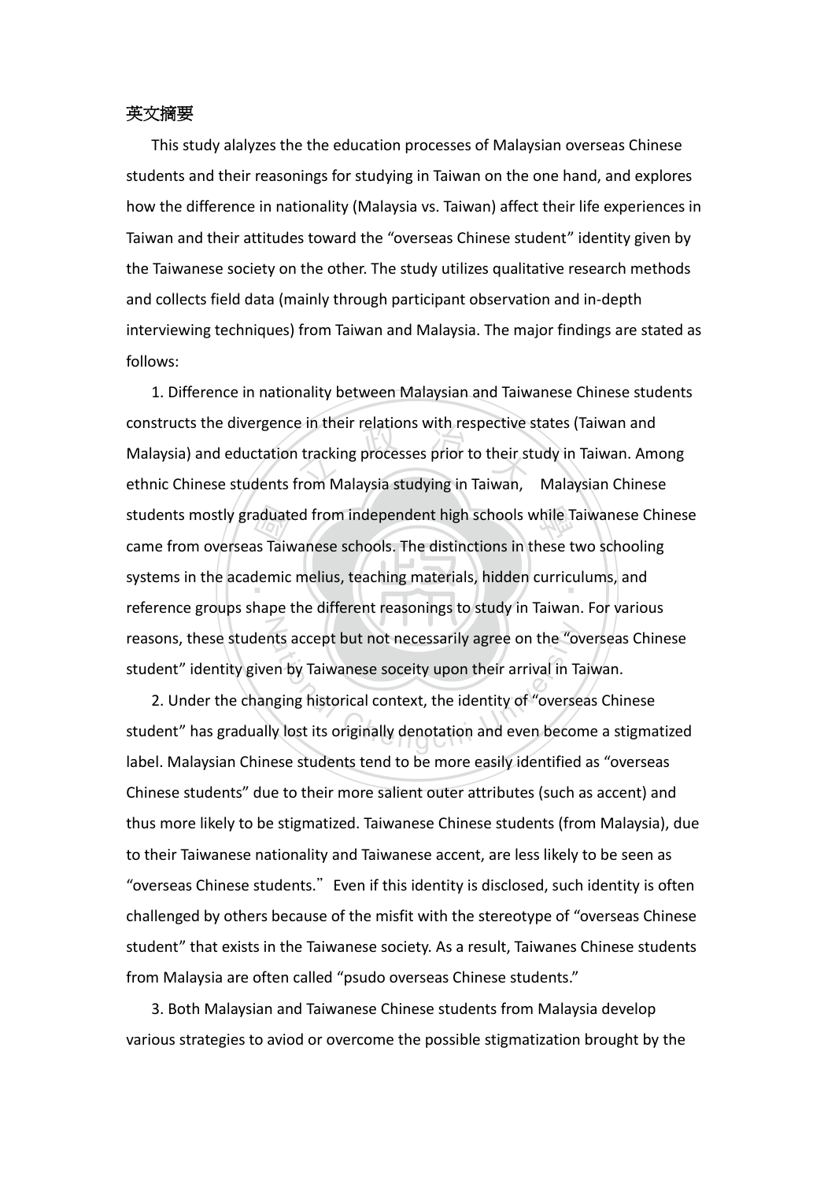英文摘要

This study alalyzes the the education processes of Malaysian overseas Chinese students and their reasonings for studying in Taiwan on the one hand, and explores how the difference in nationality (Malaysia vs. Taiwan) affect their life experiences in Taiwan and their attitudes toward the "overseas Chinese student" identity given by the Taiwanese society on the other. The study utilizes qualitative research methods and collects field data (mainly through participant observation and in-depth interviewing techniques) from Taiwan and Malaysia. The major findings are stated as follows:

1. Difference in nationality between Malaysian and Taiwanese Chinese students constructs the divergence in their relations with respective states (Taiwan and Malaysia) and eductation tracking processes prior to their study in Taiwan. Among ethnic Chinese students from Malaysia studying in Taiwan,  Malaysian Chinese students mostly graduated from independent high schools while Taiwanese Chinese came from overseas Taiwanese schools. The distinctions in these two schooling systems in the academic melius, teaching materials, hidden curriculums, and reference groups shape the different reasonings to study in Taiwan. For various reasons, these students accept but not necessarily agree on the "overseas Chinese student" identity given by Taiwanese soceity upon their arrival in Taiwan.

2. Under the changing historical context, the identity of "overseas Chinese student" has gradually lost its originally denotation and even become a stigmatized label. Malaysian Chinese students tend to be more easily identified as "overseas Chinese students" due to their more salient outer attributes (such as accent) and thus more likely to be stigmatized. Taiwanese Chinese students (from Malaysia), due to their Taiwanese nationality and Taiwanese accent, are less likely to be seen as "overseas Chinese students." Even if this identity is disclosed, such identity is often challenged by others because of the misfit with the stereotype of "overseas Chinese student" that exists in the Taiwanese society. As a result, Taiwanes Chinese students from Malaysia are often called "psudo overseas Chinese students."

3. Both Malaysian and Taiwanese Chinese students from Malaysia develop various strategies to aviod or overcome the possible stigmatization brought by the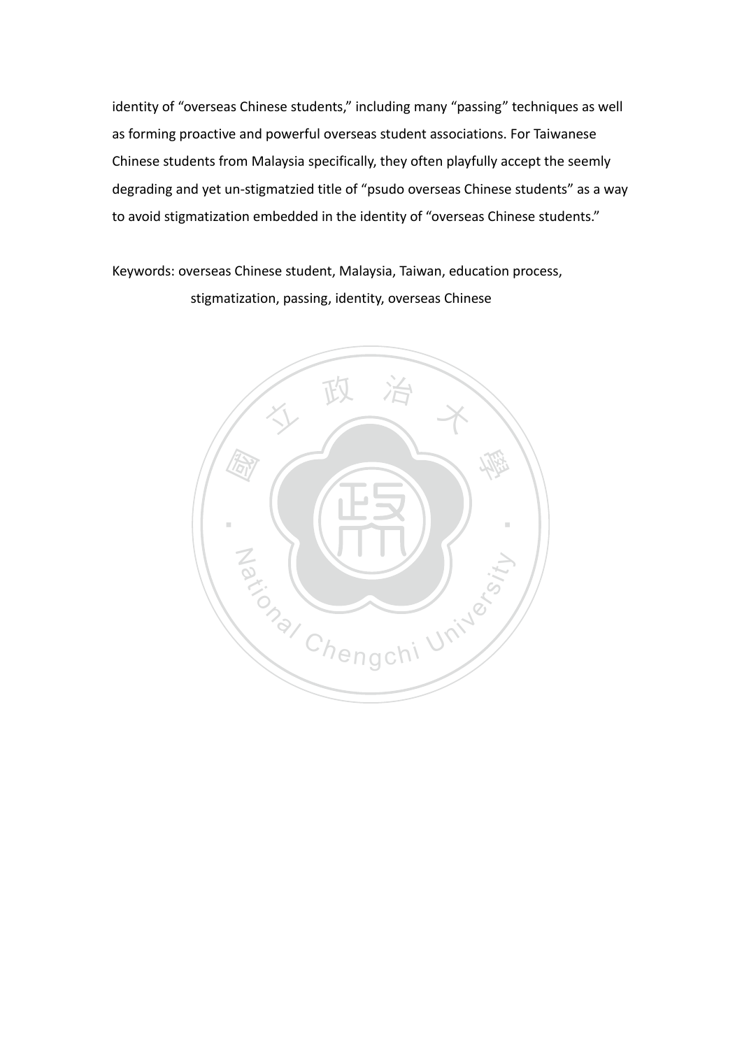identity of “overseas Chinese students,” including many “passing” techniques as well as forming proactive and powerful overseas student associations. For Taiwanese Chinese students from Malaysia specifically, they often playfully accept the seemly degrading and yet un-stigmatzied title of “psudo overseas Chinese students” as a way to avoid stigmatization embedded in the identity of “overseas Chinese students.”

Keywords: overseas Chinese student, Malaysia, Taiwan, education process, stigmatization, passing, identity, overseas Chinese